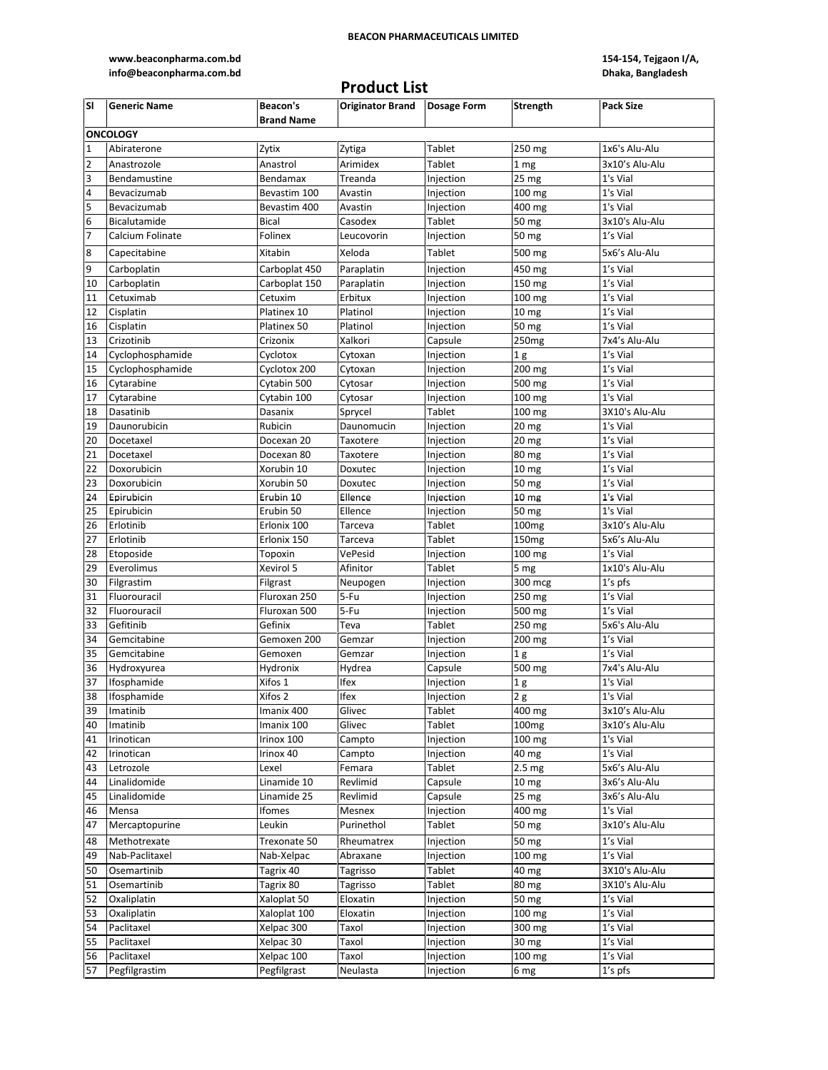**BEACON PHARMACEUTICALS LIMITED**

**www.beaconpharma.com.bd**
**info@beaconpharma.com.bd**

**154-154, Tejgaon I/A,**
**Dhaka, Bangladesh**

# Product List

| Sl | Generic Name | Beacon's Brand Name | Originator Brand | Dosage Form | Strength | Pack Size |
|---|---|---|---|---|---|---|
| **ONCOLOGY** | | | | | | |
| 1 | Abiraterone | Zytix | Zytiga | Tablet | 250 mg | 1x6's Alu-Alu |
| 2 | Anastrozole | Anastrol | Arimidex | Tablet | 1 mg | 3x10's Alu-Alu |
| 3 | Bendamustine | Bendamax | Treanda | Injection | 25 mg | 1's Vial |
| 4 | Bevacizumab | Bevastim 100 | Avastin | Injection | 100 mg | 1's Vial |
| 5 | Bevacizumab | Bevastim 400 | Avastin | Injection | 400 mg | 1's Vial |
| 6 | Bicalutamide | Bical | Casodex | Tablet | 50 mg | 3x10's Alu-Alu |
| 7 | Calcium Folinate | Folinex | Leucovorin | Injection | 50 mg | 1's Vial |
| 8 | Capecitabine | Xitabin | Xeloda | Tablet | 500 mg | 5x6's Alu-Alu |
| 9 | Carboplatin | Carboplat 450 | Paraplatin | Injection | 450 mg | 1's Vial |
| 10 | Carboplatin | Carboplat 150 | Paraplatin | Injection | 150 mg | 1's Vial |
| 11 | Cetuximab | Cetuxim | Erbitux | Injection | 100 mg | 1's Vial |
| 12 | Cisplatin | Platinex 10 | Platinol | Injection | 10 mg | 1's Vial |
| 16 | Cisplatin | Platinex 50 | Platinol | Injection | 50 mg | 1's Vial |
| 13 | Crizotinib | Crizonix | Xalkori | Capsule | 250mg | 7x4's Alu-Alu |
| 14 | Cyclophosphamide | Cyclotox | Cytoxan | Injection | 1 g | 1's Vial |
| 15 | Cyclophosphamide | Cyclotox 200 | Cytoxan | Injection | 200 mg | 1's Vial |
| 16 | Cytarabine | Cytabin 500 | Cytosar | Injection | 500 mg | 1's Vial |
| 17 | Cytarabine | Cytabin 100 | Cytosar | Injection | 100 mg | 1's Vial |
| 18 | Dasatinib | Dasanix | Sprycel | Tablet | 100 mg | 3X10's Alu-Alu |
| 19 | Daunorubicin | Rubicin | Daunomucin | Injection | 20 mg | 1's Vial |
| 20 | Docetaxel | Docexan 20 | Taxotere | Injection | 20 mg | 1's Vial |
| 21 | Docetaxel | Docexan 80 | Taxotere | Injection | 80 mg | 1's Vial |
| 22 | Doxorubicin | Xorubin 10 | Doxutec | Injection | 10 mg | 1's Vial |
| 23 | Doxorubicin | Xorubin 50 | Doxutec | Injection | 50 mg | 1's Vial |
| 24 | Epirubicin | Erubin 10 | Ellence | Injection | 10 mg | 1's Vial |
| 25 | Epirubicin | Erubin 50 | Ellence | Injection | 50 mg | 1's Vial |
| 26 | Erlotinib | Erlonix 100 | Tarceva | Tablet | 100mg | 3x10's Alu-Alu |
| 27 | Erlotinib | Erlonix 150 | Tarceva | Tablet | 150mg | 5x6's Alu-Alu |
| 28 | Etoposide | Topoxin | VePesid | Injection | 100 mg | 1's Vial |
| 29 | Everolimus | Xevirol 5 | Afinitor | Tablet | 5 mg | 1x10's Alu-Alu |
| 30 | Filgrastim | Filgrast | Neupogen | Injection | 300 mcg | 1's pfs |
| 31 | Fluorouracil | Fluroxan 250 | 5-Fu | Injection | 250 mg | 1's Vial |
| 32 | Fluorouracil | Fluroxan 500 | 5-Fu | Injection | 500 mg | 1's Vial |
| 33 | Gefitinib | Gefinix | Teva | Tablet | 250 mg | 5x6's Alu-Alu |
| 34 | Gemcitabine | Gemoxen 200 | Gemzar | Injection | 200 mg | 1's Vial |
| 35 | Gemcitabine | Gemoxen | Gemzar | Injection | 1 g | 1's Vial |
| 36 | Hydroxyurea | Hydronix | Hydrea | Capsule | 500 mg | 7x4's Alu-Alu |
| 37 | Ifosphamide | Xifos 1 | Ifex | Injection | 1 g | 1's Vial |
| 38 | Ifosphamide | Xifos 2 | Ifex | Injection | 2 g | 1's Vial |
| 39 | Imatinib | Imanix 400 | Glivec | Tablet | 400 mg | 3x10's Alu-Alu |
| 40 | Imatinib | Imanix 100 | Glivec | Tablet | 100mg | 3x10's Alu-Alu |
| 41 | Irinotican | Irinox 100 | Campto | Injection | 100 mg | 1's Vial |
| 42 | Irinotican | Irinox 40 | Campto | Injection | 40 mg | 1's Vial |
| 43 | Letrozole | Lexel | Femara | Tablet | 2.5 mg | 5x6's Alu-Alu |
| 44 | Linalidomide | Linamide 10 | Revlimid | Capsule | 10 mg | 3x6's Alu-Alu |
| 45 | Linalidomide | Linamide 25 | Revlimid | Capsule | 25 mg | 3x6's Alu-Alu |
| 46 | Mensa | Ifomes | Mesnex | Injection | 400 mg | 1's Vial |
| 47 | Mercaptopurine | Leukin | Purinethol | Tablet | 50 mg | 3x10's Alu-Alu |
| 48 | Methotrexate | Trexonate 50 | Rheumatrex | Injection | 50 mg | 1's Vial |
| 49 | Nab-Paclitaxel | Nab-Xelpac | Abraxane | Injection | 100 mg | 1's Vial |
| 50 | Osemartinib | Tagrix 40 | Tagrisso | Tablet | 40 mg | 3X10's Alu-Alu |
| 51 | Osemartinib | Tagrix 80 | Tagrisso | Tablet | 80 mg | 3X10's Alu-Alu |
| 52 | Oxaliplatin | Xaloplat 50 | Eloxatin | Injection | 50 mg | 1's Vial |
| 53 | Oxaliplatin | Xaloplat 100 | Eloxatin | Injection | 100 mg | 1's Vial |
| 54 | Paclitaxel | Xelpac 300 | Taxol | Injection | 300 mg | 1's Vial |
| 55 | Paclitaxel | Xelpac 30 | Taxol | Injection | 30 mg | 1's Vial |
| 56 | Paclitaxel | Xelpac 100 | Taxol | Injection | 100 mg | 1's Vial |
| 57 | Pegfilgrastim | Pegfilgrast | Neulasta | Injection | 6 mg | 1's pfs |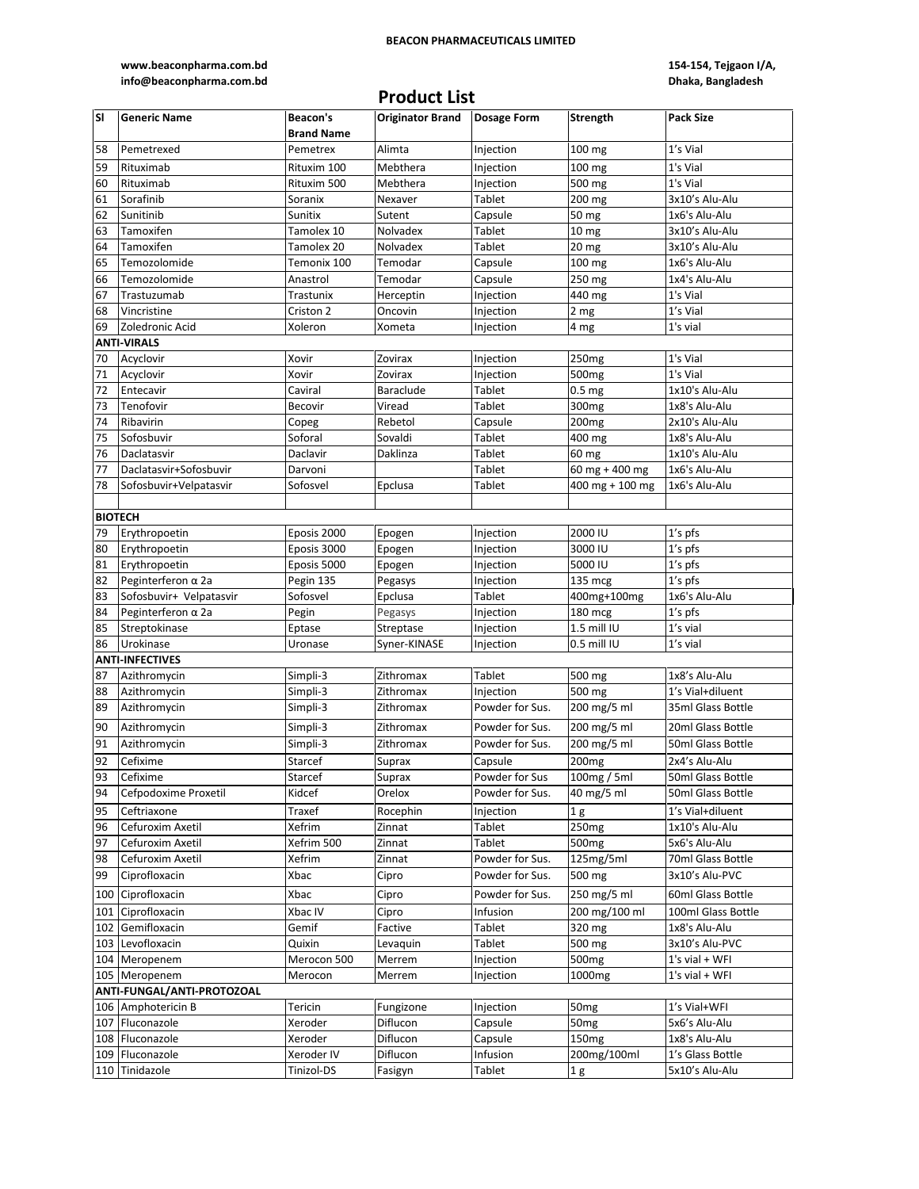BEACON PHARMACEUTICALS LIMITED

www.beaconpharma.com.bd
info@beaconpharma.com.bd

154-154, Tejgaon I/A,
Dhaka, Bangladesh

# Product List

| Sl | Generic Name | Beacon's Brand Name | Originator Brand | Dosage Form | Strength | Pack Size |
|---|---|---|---|---|---|---|
| 58 | Pemetrexed | Pemetrex | Alimta | Injection | 100 mg | 1's Vial |
| 59 | Rituximab | Rituxim 100 | Mebthera | Injection | 100 mg | 1's Vial |
| 60 | Rituximab | Rituxim 500 | Mebthera | Injection | 500 mg | 1's Vial |
| 61 | Sorafinib | Soranix | Nexaver | Tablet | 200 mg | 3x10's Alu-Alu |
| 62 | Sunitinib | Sunitix | Sutent | Capsule | 50 mg | 1x6's Alu-Alu |
| 63 | Tamoxifen | Tamolex 10 | Nolvadex | Tablet | 10 mg | 3x10's Alu-Alu |
| 64 | Tamoxifen | Tamolex 20 | Nolvadex | Tablet | 20 mg | 3x10's Alu-Alu |
| 65 | Temozolomide | Temonix 100 | Temodar | Capsule | 100 mg | 1x6's Alu-Alu |
| 66 | Temozolomide | Anastrol | Temodar | Capsule | 250 mg | 1x4's Alu-Alu |
| 67 | Trastuzumab | Trastunix | Herceptin | Injection | 440 mg | 1's Vial |
| 68 | Vincristine | Criston 2 | Oncovin | Injection | 2 mg | 1's Vial |
| 69 | Zoledronic Acid | Xoleron | Xometa | Injection | 4 mg | 1's vial |
| **ANTI-VIRALS** | | | | | | |
| 70 | Acyclovir | Xovir | Zovirax | Injection | 250mg | 1's Vial |
| 71 | Acyclovir | Xovir | Zovirax | Injection | 500mg | 1's Vial |
| 72 | Entecavir | Caviral | Baraclude | Tablet | 0.5 mg | 1x10's Alu-Alu |
| 73 | Tenofovir | Becovir | Viread | Tablet | 300mg | 1x8's Alu-Alu |
| 74 | Ribavirin | Copeg | Rebetol | Capsule | 200mg | 2x10's Alu-Alu |
| 75 | Sofosbuvir | Soforal | Sovaldi | Tablet | 400 mg | 1x8's Alu-Alu |
| 76 | Daclatasvir | Daclavir | Daklinza | Tablet | 60 mg | 1x10's Alu-Alu |
| 77 | Daclatasvir+Sofosbuvir | Darvoni | | Tablet | 60 mg + 400 mg | 1x6's Alu-Alu |
| 78 | Sofosbuvir+Velpatasvir | Sofosvel | Epclusa | Tablet | 400 mg + 100 mg | 1x6's Alu-Alu |
| | | | | | | |
| **BIOTECH** | | | | | | |
| 79 | Erythropoetin | Eposis 2000 | Epogen | Injection | 2000 IU | 1's pfs |
| 80 | Erythropoetin | Eposis 3000 | Epogen | Injection | 3000 IU | 1's pfs |
| 81 | Erythropoetin | Eposis 5000 | Epogen | Injection | 5000 IU | 1's pfs |
| 82 | Peginterferon α 2a | Pegin 135 | Pegasys | Injection | 135 mcg | 1's pfs |
| 83 | Sofosbuvir+ Velpatasvir | Sofosvel | Epclusa | Tablet | 400mg+100mg | 1x6's Alu-Alu |
| 84 | Peginterferon α 2a | Pegin | Pegasys | Injection | 180 mcg | 1's pfs |
| 85 | Streptokinase | Eptase | Streptase | Injection | 1.5 mill IU | 1's vial |
| 86 | Urokinase | Uronase | Syner-KINASE | Injection | 0.5 mill IU | 1's vial |
| **ANTI-INFECTIVES** | | | | | | |
| 87 | Azithromycin | Simpli-3 | Zithromax | Tablet | 500 mg | 1x8's Alu-Alu |
| 88 | Azithromycin | Simpli-3 | Zithromax | Injection | 500 mg | 1's Vial+diluent |
| 89 | Azithromycin | Simpli-3 | Zithromax | Powder for Sus. | 200 mg/5 ml | 35ml Glass Bottle |
| 90 | Azithromycin | Simpli-3 | Zithromax | Powder for Sus. | 200 mg/5 ml | 20ml Glass Bottle |
| 91 | Azithromycin | Simpli-3 | Zithromax | Powder for Sus. | 200 mg/5 ml | 50ml Glass Bottle |
| 92 | Cefixime | Starcef | Suprax | Capsule | 200mg | 2x4's Alu-Alu |
| 93 | Cefixime | Starcef | Suprax | Powder for Sus | 100mg / 5ml | 50ml Glass Bottle |
| 94 | Cefpodoxime Proxetil | Kidcef | Orelox | Powder for Sus. | 40 mg/5 ml | 50ml Glass Bottle |
| 95 | Ceftriaxone | Traxef | Rocephin | Injection | 1 g | 1's Vial+diluent |
| 96 | Cefuroxim Axetil | Xefrim | Zinnat | Tablet | 250mg | 1x10's Alu-Alu |
| 97 | Cefuroxim Axetil | Xefrim 500 | Zinnat | Tablet | 500mg | 5x6's Alu-Alu |
| 98 | Cefuroxim Axetil | Xefrim | Zinnat | Powder for Sus. | 125mg/5ml | 70ml Glass Bottle |
| 99 | Ciprofloxacin | Xbac | Cipro | Powder for Sus. | 500 mg | 3x10's Alu-PVC |
| 100 | Ciprofloxacin | Xbac | Cipro | Powder for Sus. | 250 mg/5 ml | 60ml Glass Bottle |
| 101 | Ciprofloxacin | Xbac IV | Cipro | Infusion | 200 mg/100 ml | 100ml Glass Bottle |
| 102 | Gemifloxacin | Gemif | Factive | Tablet | 320 mg | 1x8's Alu-Alu |
| 103 | Levofloxacin | Quixin | Levaquin | Tablet | 500 mg | 3x10's Alu-PVC |
| 104 | Meropenem | Merocon 500 | Merrem | Injection | 500mg | 1's vial + WFI |
| 105 | Meropenem | Merocon | Merrem | Injection | 1000mg | 1's vial + WFI |
| **ANTI-FUNGAL/ANTI-PROTOZOAL** | | | | | | |
| 106 | Amphotericin B | Tericin | Fungizone | Injection | 50mg | 1's Vial+WFI |
| 107 | Fluconazole | Xeroder | Diflucon | Capsule | 50mg | 5x6's Alu-Alu |
| 108 | Fluconazole | Xeroder | Diflucon | Capsule | 150mg | 1x8's Alu-Alu |
| 109 | Fluconazole | Xeroder IV | Diflucon | Infusion | 200mg/100ml | 1's Glass Bottle |
| 110 | Tinidazole | Tinizol-DS | Fasigyn | Tablet | 1 g | 5x10's Alu-Alu |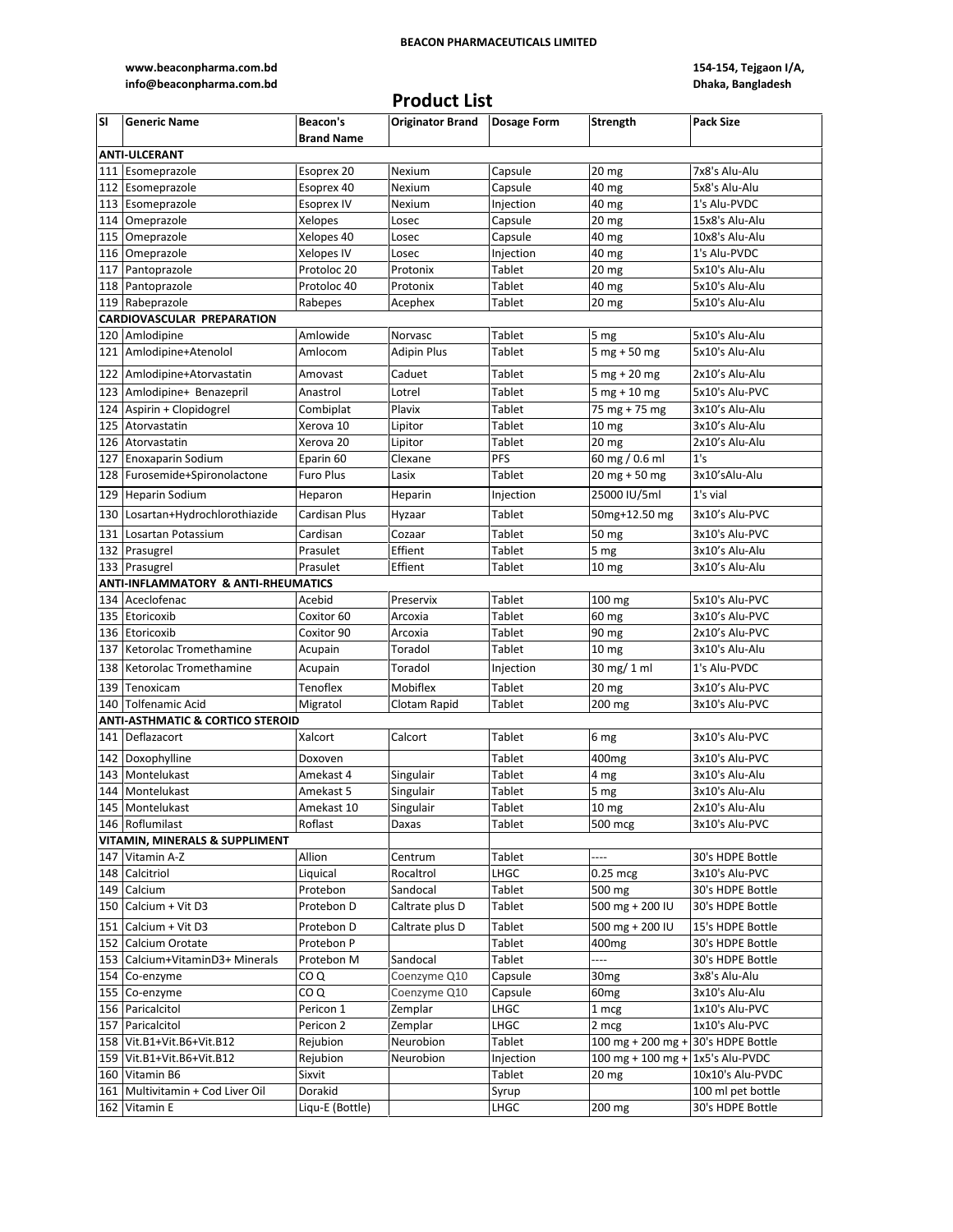**BEACON PHARMACEUTICALS LIMITED**

**www.beaconpharma.com.bd**
**info@beaconpharma.com.bd**

**154-154, Tejgaon I/A,**
**Dhaka, Bangladesh**

# Product List

| Sl | Generic Name | Beacon's Brand Name | Originator Brand | Dosage Form | Strength | Pack Size |
|---|---|---|---|---|---|---|
| **ANTI-ULCERANT** | | | | | | |
| 111 | Esomeprazole | Esoprex 20 | Nexium | Capsule | 20 mg | 7x8's Alu-Alu |
| 112 | Esomeprazole | Esoprex 40 | Nexium | Capsule | 40 mg | 5x8's Alu-Alu |
| 113 | Esomeprazole | Esoprex IV | Nexium | Injection | 40 mg | 1's Alu-PVDC |
| 114 | Omeprazole | Xelopes | Losec | Capsule | 20 mg | 15x8's Alu-Alu |
| 115 | Omeprazole | Xelopes 40 | Losec | Capsule | 40 mg | 10x8's Alu-Alu |
| 116 | Omeprazole | Xelopes IV | Losec | Injection | 40 mg | 1's Alu-PVDC |
| 117 | Pantoprazole | Protoloc 20 | Protonix | Tablet | 20 mg | 5x10's Alu-Alu |
| 118 | Pantoprazole | Protoloc 40 | Protonix | Tablet | 40 mg | 5x10's Alu-Alu |
| 119 | Rabeprazole | Rabepes | Acephex | Tablet | 20 mg | 5x10's Alu-Alu |
| **CARDIOVASCULAR PREPARATION** | | | | | | |
| 120 | Amlodipine | Amlowide | Norvasc | Tablet | 5 mg | 5x10's Alu-Alu |
| 121 | Amlodipine+Atenolol | Amlocom | Adipin Plus | Tablet | 5 mg + 50 mg | 5x10's Alu-Alu |
| 122 | Amlodipine+Atorvastatin | Amovast | Caduet | Tablet | 5 mg + 20 mg | 2x10's Alu-Alu |
| 123 | Amlodipine+ Benazepril | Anastrol | Lotrel | Tablet | 5 mg + 10 mg | 5x10's Alu-PVC |
| 124 | Aspirin + Clopidogrel | Combiplat | Plavix | Tablet | 75 mg + 75 mg | 3x10's Alu-Alu |
| 125 | Atorvastatin | Xerova 10 | Lipitor | Tablet | 10 mg | 3x10's Alu-Alu |
| 126 | Atorvastatin | Xerova 20 | Lipitor | Tablet | 20 mg | 2x10's Alu-Alu |
| 127 | Enoxaparin Sodium | Eparin 60 | Clexane | PFS | 60 mg / 0.6 ml | 1's |
| 128 | Furosemide+Spironolactone | Furo Plus | Lasix | Tablet | 20 mg + 50 mg | 3x10'sAlu-Alu |
| 129 | Heparin Sodium | Heparon | Heparin | Injection | 25000 IU/5ml | 1's vial |
| 130 | Losartan+Hydrochlorothiazide | Cardisan Plus | Hyzaar | Tablet | 50mg+12.50 mg | 3x10's Alu-PVC |
| 131 | Losartan Potassium | Cardisan | Cozaar | Tablet | 50 mg | 3x10's Alu-PVC |
| 132 | Prasugrel | Prasulet | Effient | Tablet | 5 mg | 3x10's Alu-Alu |
| 133 | Prasugrel | Prasulet | Effient | Tablet | 10 mg | 3x10's Alu-Alu |
| **ANTI-INFLAMMATORY & ANTI-RHEUMATICS** | | | | | | |
| 134 | Aceclofenac | Acebid | Preservix | Tablet | 100 mg | 5x10's Alu-PVC |
| 135 | Etoricoxib | Coxitor 60 | Arcoxia | Tablet | 60 mg | 3x10's Alu-PVC |
| 136 | Etoricoxib | Coxitor 90 | Arcoxia | Tablet | 90 mg | 2x10's Alu-PVC |
| 137 | Ketorolac Tromethamine | Acupain | Toradol | Tablet | 10 mg | 3x10's Alu-Alu |
| 138 | Ketorolac Tromethamine | Acupain | Toradol | Injection | 30 mg/ 1 ml | 1's Alu-PVDC |
| 139 | Tenoxicam | Tenoflex | Mobiflex | Tablet | 20 mg | 3x10's Alu-PVC |
| 140 | Tolfenamic Acid | Migratol | Clotam Rapid | Tablet | 200 mg | 3x10's Alu-PVC |
| **ANTI-ASTHMATIC & CORTICO STEROID** | | | | | | |
| 141 | Deflazacort | Xalcort | Calcort | Tablet | 6 mg | 3x10's Alu-PVC |
| 142 | Doxophylline | Doxoven | | Tablet | 400mg | 3x10's Alu-PVC |
| 143 | Montelukast | Amekast 4 | Singulair | Tablet | 4 mg | 3x10's Alu-Alu |
| 144 | Montelukast | Amekast 5 | Singulair | Tablet | 5 mg | 3x10's Alu-Alu |
| 145 | Montelukast | Amekast 10 | Singulair | Tablet | 10 mg | 2x10's Alu-Alu |
| 146 | Roflumilast | Roflast | Daxas | Tablet | 500 mcg | 3x10's Alu-PVC |
| **VITAMIN, MINERALS & SUPPLIMENT** | | | | | | |
| 147 | Vitamin A-Z | Allion | Centrum | Tablet | ---- | 30's HDPE Bottle |
| 148 | Calcitriol | Liquical | Rocaltrol | LHGC | 0.25 mcg | 3x10's Alu-PVC |
| 149 | Calcium | Protebon | Sandocal | Tablet | 500 mg | 30's HDPE Bottle |
| 150 | Calcium + Vit D3 | Protebon D | Caltrate plus D | Tablet | 500 mg + 200 IU | 30's HDPE Bottle |
| 151 | Calcium + Vit D3 | Protebon D | Caltrate plus D | Tablet | 500 mg + 200 IU | 15's HDPE Bottle |
| 152 | Calcium Orotate | Protebon P | | Tablet | 400mg | 30's HDPE Bottle |
| 153 | Calcium+VitaminD3+ Minerals | Protebon M | Sandocal | Tablet | ---- | 30's HDPE Bottle |
| 154 | Co-enzyme | CO Q | Coenzyme Q10 | Capsule | 30mg | 3x8's Alu-Alu |
| 155 | Co-enzyme | CO Q | Coenzyme Q10 | Capsule | 60mg | 3x10's Alu-Alu |
| 156 | Paricalcitol | Pericon 1 | Zemplar | LHGC | 1 mcg | 1x10's Alu-PVC |
| 157 | Paricalcitol | Pericon 2 | Zemplar | LHGC | 2 mcg | 1x10's Alu-PVC |
| 158 | Vit.B1+Vit.B6+Vit.B12 | Rejubion | Neurobion | Tablet | 100 mg + 200 mg + | 30's HDPE Bottle |
| 159 | Vit.B1+Vit.B6+Vit.B12 | Rejubion | Neurobion | Injection | 100 mg + 100 mg + | 1x5's Alu-PVDC |
| 160 | Vitamin B6 | Sixvit | | Tablet | 20 mg | 10x10's Alu-PVDC |
| 161 | Multivitamin + Cod Liver Oil | Dorakid | | Syrup | | 100 ml pet bottle |
| 162 | Vitamin E | Liqu-E (Bottle) | | LHGC | 200 mg | 30's HDPE Bottle |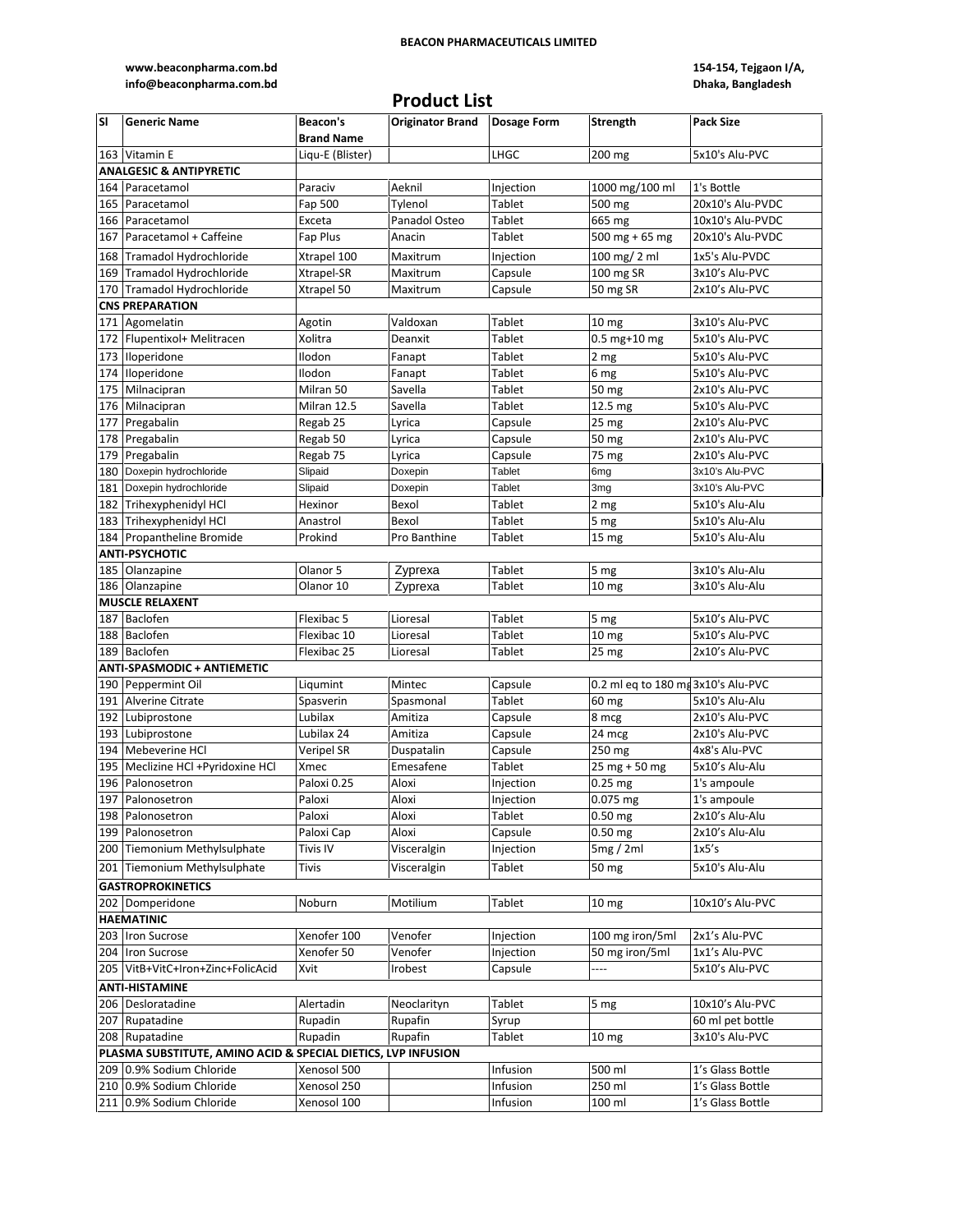BEACON PHARMACEUTICALS LIMITED

www.beaconpharma.com.bd
info@beaconpharma.com.bd

154-154, Tejgaon I/A,
Dhaka, Bangladesh

# Product List

| Sl | Generic Name | Beacon's Brand Name | Originator Brand | Dosage Form | Strength | Pack Size |
|---|---|---|---|---|---|---|
| 163 | Vitamin E | Liqu-E (Blister) | | LHGC | 200 mg | 5x10's Alu-PVC |
| **ANALGESIC & ANTIPYRETIC** | | | | | | |
| 164 | Paracetamol | Paraciv | Aeknil | Injection | 1000 mg/100 ml | 1's Bottle |
| 165 | Paracetamol | Fap 500 | Tylenol | Tablet | 500 mg | 20x10's Alu-PVDC |
| 166 | Paracetamol | Exceta | Panadol Osteo | Tablet | 665 mg | 10x10's Alu-PVDC |
| 167 | Paracetamol + Caffeine | Fap Plus | Anacin | Tablet | 500 mg + 65 mg | 20x10's Alu-PVDC |
| 168 | Tramadol Hydrochloride | Xtrapel 100 | Maxitrum | Injection | 100 mg/ 2 ml | 1x5's Alu-PVDC |
| 169 | Tramadol Hydrochloride | Xtrapel-SR | Maxitrum | Capsule | 100 mg SR | 3x10's Alu-PVC |
| 170 | Tramadol Hydrochloride | Xtrapel 50 | Maxitrum | Capsule | 50 mg SR | 2x10's Alu-PVC |
| **CNS PREPARATION** | | | | | | |
| 171 | Agomelatin | Agotin | Valdoxan | Tablet | 10 mg | 3x10's Alu-PVC |
| 172 | Flupentixol+ Melitracen | Xolitra | Deanxit | Tablet | 0.5 mg+10 mg | 5x10's Alu-PVC |
| 173 | Iloperidone | Ilodon | Fanapt | Tablet | 2 mg | 5x10's Alu-PVC |
| 174 | Iloperidone | Ilodon | Fanapt | Tablet | 6 mg | 5x10's Alu-PVC |
| 175 | Milnacipran | Milran 50 | Savella | Tablet | 50 mg | 2x10's Alu-PVC |
| 176 | Milnacipran | Milran 12.5 | Savella | Tablet | 12.5 mg | 5x10's Alu-PVC |
| 177 | Pregabalin | Regab 25 | Lyrica | Capsule | 25 mg | 2x10's Alu-PVC |
| 178 | Pregabalin | Regab 50 | Lyrica | Capsule | 50 mg | 2x10's Alu-PVC |
| 179 | Pregabalin | Regab 75 | Lyrica | Capsule | 75 mg | 2x10's Alu-PVC |
| 180 | Doxepin hydrochloride | Slipaid | Doxepin | Tablet | 6mg | 3x10's Alu-PVC |
| 181 | Doxepin hydrochloride | Slipaid | Doxepin | Tablet | 3mg | 3x10's Alu-PVC |
| 182 | Trihexyphenidyl HCl | Hexinor | Bexol | Tablet | 2 mg | 5x10's Alu-Alu |
| 183 | Trihexyphenidyl HCl | Anastrol | Bexol | Tablet | 5 mg | 5x10's Alu-Alu |
| 184 | Propantheline Bromide | Prokind | Pro Banthine | Tablet | 15 mg | 5x10's Alu-Alu |
| **ANTI-PSYCHOTIC** | | | | | | |
| 185 | Olanzapine | Olanor 5 | Zyprexa | Tablet | 5 mg | 3x10's Alu-Alu |
| 186 | Olanzapine | Olanor 10 | Zyprexa | Tablet | 10 mg | 3x10's Alu-Alu |
| **MUSCLE RELAXENT** | | | | | | |
| 187 | Baclofen | Flexibac 5 | Lioresal | Tablet | 5 mg | 5x10's Alu-PVC |
| 188 | Baclofen | Flexibac 10 | Lioresal | Tablet | 10 mg | 5x10's Alu-PVC |
| 189 | Baclofen | Flexibac 25 | Lioresal | Tablet | 25 mg | 2x10's Alu-PVC |
| **ANTI-SPASMODIC + ANTIEMETIC** | | | | | | |
| 190 | Peppermint Oil | Liqumint | Mintec | Capsule | 0.2 ml eq to 180 mg | 3x10's Alu-PVC |
| 191 | Alverine Citrate | Spasverin | Spasmonal | Tablet | 60 mg | 5x10's Alu-Alu |
| 192 | Lubiprostone | Lubilax | Amitiza | Capsule | 8 mcg | 2x10's Alu-PVC |
| 193 | Lubiprostone | Lubilax 24 | Amitiza | Capsule | 24 mcg | 2x10's Alu-PVC |
| 194 | Mebeverine HCl | Veripel SR | Duspatalin | Capsule | 250 mg | 4x8's Alu-PVC |
| 195 | Meclizine HCl +Pyridoxine HCl | Xmec | Emesafene | Tablet | 25 mg + 50 mg | 5x10's Alu-Alu |
| 196 | Palonosetron | Paloxi 0.25 | Aloxi | Injection | 0.25 mg | 1's ampoule |
| 197 | Palonosetron | Paloxi | Aloxi | Injection | 0.075 mg | 1's ampoule |
| 198 | Palonosetron | Paloxi | Aloxi | Tablet | 0.50 mg | 2x10's Alu-Alu |
| 199 | Palonosetron | Paloxi Cap | Aloxi | Capsule | 0.50 mg | 2x10's Alu-Alu |
| 200 | Tiemonium Methylsulphate | Tivis IV | Visceralgin | Injection | 5mg / 2ml | 1x5's |
| 201 | Tiemonium Methylsulphate | Tivis | Visceralgin | Tablet | 50 mg | 5x10's Alu-Alu |
| **GASTROPROKINETICS** | | | | | | |
| 202 | Domperidone | Noburn | Motilium | Tablet | 10 mg | 10x10's Alu-PVC |
| **HAEMATINIC** | | | | | | |
| 203 | Iron Sucrose | Xenofer 100 | Venofer | Injection | 100 mg iron/5ml | 2x1's Alu-PVC |
| 204 | Iron Sucrose | Xenofer 50 | Venofer | Injection | 50 mg iron/5ml | 1x1's Alu-PVC |
| 205 | VitB+VitC+Iron+Zinc+FolicAcid | Xvit | Irobest | Capsule | ---- | 5x10's Alu-PVC |
| **ANTI-HISTAMINE** | | | | | | |
| 206 | Desloratadine | Alertadin | Neoclarityn | Tablet | 5 mg | 10x10's Alu-PVC |
| 207 | Rupatadine | Rupadin | Rupafin | Syrup | | 60 ml pet bottle |
| 208 | Rupatadine | Rupadin | Rupafin | Tablet | 10 mg | 3x10's Alu-PVC |
| **PLASMA SUBSTITUTE, AMINO ACID & SPECIAL DIETICS, LVP INFUSION** | | | | | | |
| 209 | 0.9% Sodium Chloride | Xenosol 500 | | Infusion | 500 ml | 1's Glass Bottle |
| 210 | 0.9% Sodium Chloride | Xenosol 250 | | Infusion | 250 ml | 1's Glass Bottle |
| 211 | 0.9% Sodium Chloride | Xenosol 100 | | Infusion | 100 ml | 1's Glass Bottle |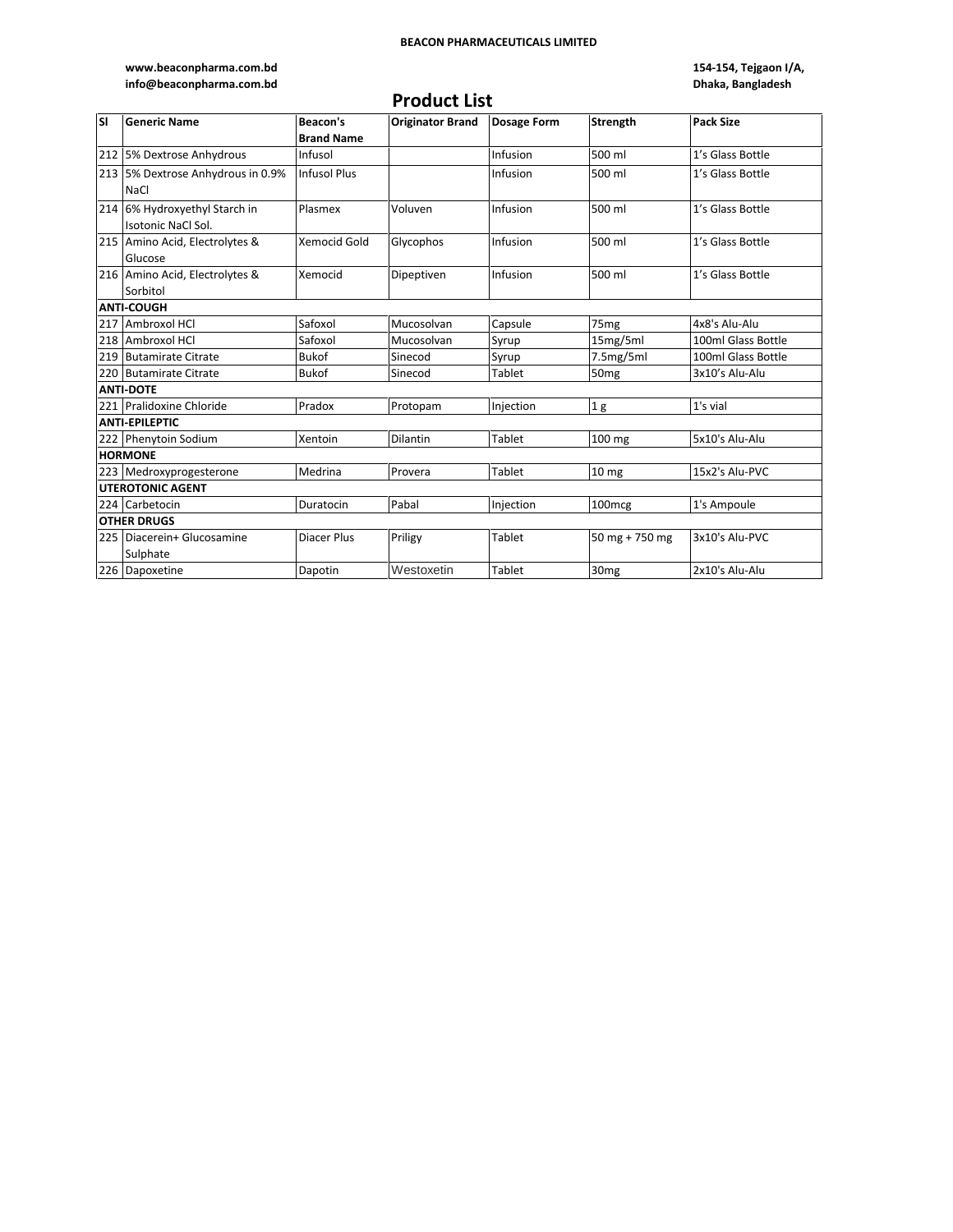BEACON PHARMACEUTICALS LIMITED

www.beaconpharma.com.bd
info@beaconpharma.com.bd

154-154, Tejgaon I/A,
Dhaka, Bangladesh

# Product List

| Sl | Generic Name | Beacon's Brand Name | Originator Brand | Dosage Form | Strength | Pack Size |
|---|---|---|---|---|---|---|
| 212 | 5% Dextrose Anhydrous | Infusol | | Infusion | 500 ml | 1's Glass Bottle |
| 213 | 5% Dextrose Anhydrous in 0.9% NaCl | Infusol Plus | | Infusion | 500 ml | 1's Glass Bottle |
| 214 | 6% Hydroxyethyl Starch in Isotonic NaCl Sol. | Plasmex | Voluven | Infusion | 500 ml | 1's Glass Bottle |
| 215 | Amino Acid, Electrolytes & Glucose | Xemocid Gold | Glycophos | Infusion | 500 ml | 1's Glass Bottle |
| 216 | Amino Acid, Electrolytes & Sorbitol | Xemocid | Dipeptiven | Infusion | 500 ml | 1's Glass Bottle |
| **ANTI-COUGH** | | | | | | |
| 217 | Ambroxol HCl | Safoxol | Mucosolvan | Capsule | 75mg | 4x8's Alu-Alu |
| 218 | Ambroxol HCl | Safoxol | Mucosolvan | Syrup | 15mg/5ml | 100ml Glass Bottle |
| 219 | Butamirate Citrate | Bukof | Sinecod | Syrup | 7.5mg/5ml | 100ml Glass Bottle |
| 220 | Butamirate Citrate | Bukof | Sinecod | Tablet | 50mg | 3x10's Alu-Alu |
| **ANTI-DOTE** | | | | | | |
| 221 | Pralidoxine Chloride | Pradox | Protopam | Injection | 1 g | 1's vial |
| **ANTI-EPILEPTIC** | | | | | | |
| 222 | Phenytoin Sodium | Xentoin | Dilantin | Tablet | 100 mg | 5x10's Alu-Alu |
| **HORMONE** | | | | | | |
| 223 | Medroxyprogesterone | Medrina | Provera | Tablet | 10 mg | 15x2's Alu-PVC |
| **UTEROTONIC AGENT** | | | | | | |
| 224 | Carbetocin | Duratocin | Pabal | Injection | 100mcg | 1's Ampoule |
| **OTHER DRUGS** | | | | | | |
| 225 | Diacerein+ Glucosamine Sulphate | Diacer Plus | Priligy | Tablet | 50 mg + 750 mg | 3x10's Alu-PVC |
| 226 | Dapoxetine | Dapotin | Westoxetin | Tablet | 30mg | 2x10's Alu-Alu |